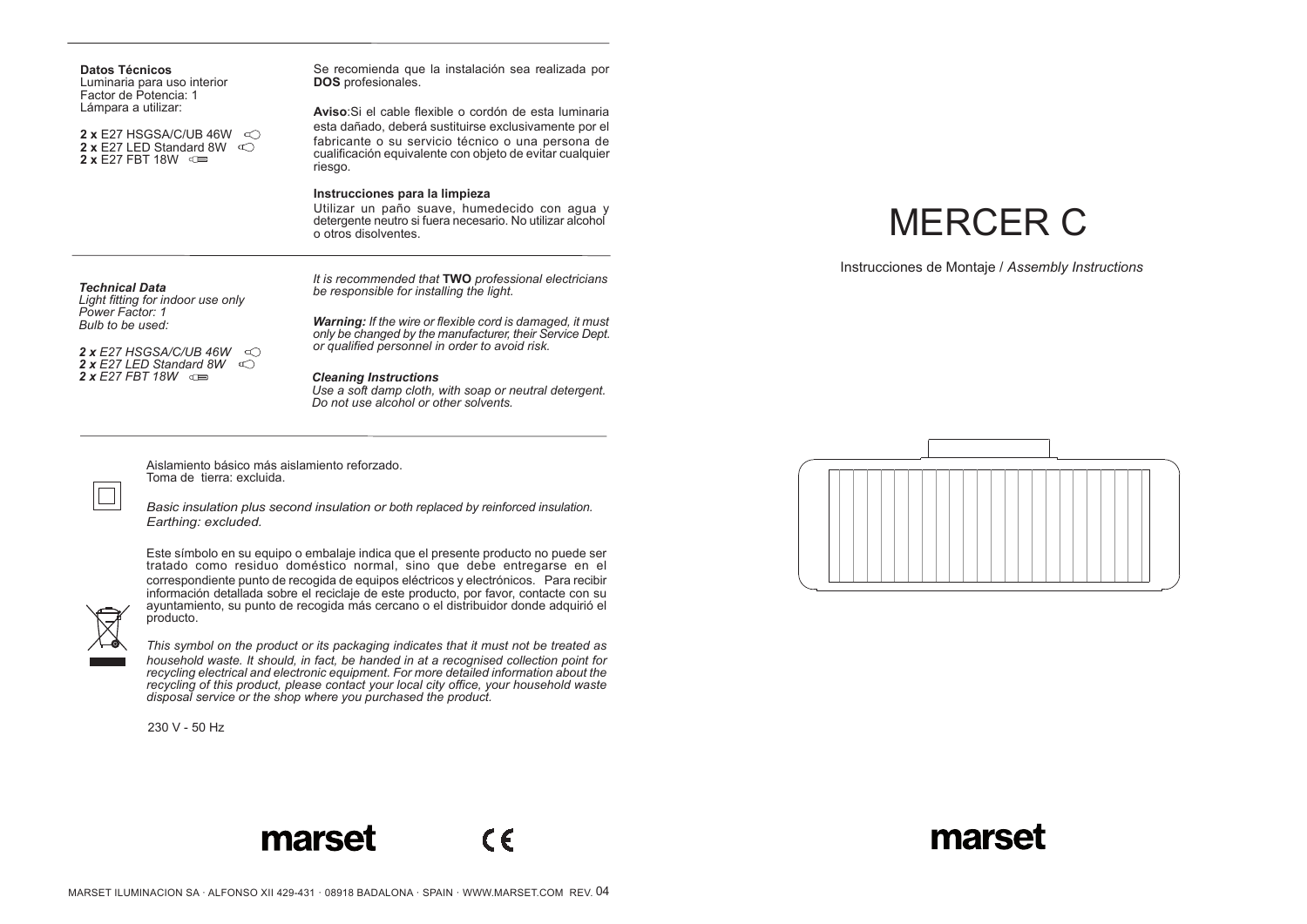# MERCER C

Instrucciones de Montaje / *Assembly Instructions*

**Datos Técnicos**
Luminaria para uso interior
Factor de Potencia: 1
Lámpara a utilizar:

**2 x** E27 HSGSA/C/UB 46W
**2 x** E27 LED Standard 8W
**2 x** E27 FBT 18W

Se recomienda que la instalación sea realizada por **DOS** profesionales.

**Aviso**:Si el cable flexible o cordón de esta luminaria esta dañado, deberá sustituirse exclusivamente por el fabricante o su servicio técnico o una persona de cualificación equivalente con objeto de evitar cualquier riesgo.

**Instrucciones para la limpieza**
Utilizar un paño suave, humedecido con agua y detergente neutro si fuera necesario. No utilizar alcohol o otros disolventes.

***Technical Data***
*Light fitting for indoor use only*
*Power Factor: 1*
*Bulb to be used:*

***2 x** E27 HSGSA/C/UB 46W*
***2 x** E27 LED Standard 8W*
***2 x** E27 FBT 18W*

*It is recommended that **TWO** professional electricians be responsible for installing the light.*

***Warning:** If the wire or flexible cord is damaged, it must only be changed by the manufacturer, their Service Dept. or qualified personnel in order to avoid risk.*

***Cleaning Instructions***
*Use a soft damp cloth, with soap or neutral detergent. Do not use alcohol or other solvents.*

Aislamiento básico más aislamiento reforzado.
Toma de tierra: excluida.

*Basic insulation plus second insulation or both replaced by reinforced insulation. Earthing: excluded.*

Este símbolo en su equipo o embalaje indica que el presente producto no puede ser tratado como residuo doméstico normal, sino que debe entregarse en el correspondiente punto de recogida de equipos eléctricos y electrónicos. Para recibir información detallada sobre el reciclaje de este producto, por favor, contacte con su ayuntamiento, su punto de recogida más cercano o el distribuidor donde adquirió el producto.

*This symbol on the product or its packaging indicates that it must not be treated as household waste. It should, in fact, be handed in at a recognised collection point for recycling electrical and electronic equipment. For more detailed information about the recycling of this product, please contact your local city office, your household waste disposal service or the shop where you purchased the product.*

230 V - 50 Hz

marset

CE

MARSET ILUMINACION SA · ALFONSO XII 429-431 · 08918 BADALONA · SPAIN · WWW.MARSET.COM REV. 04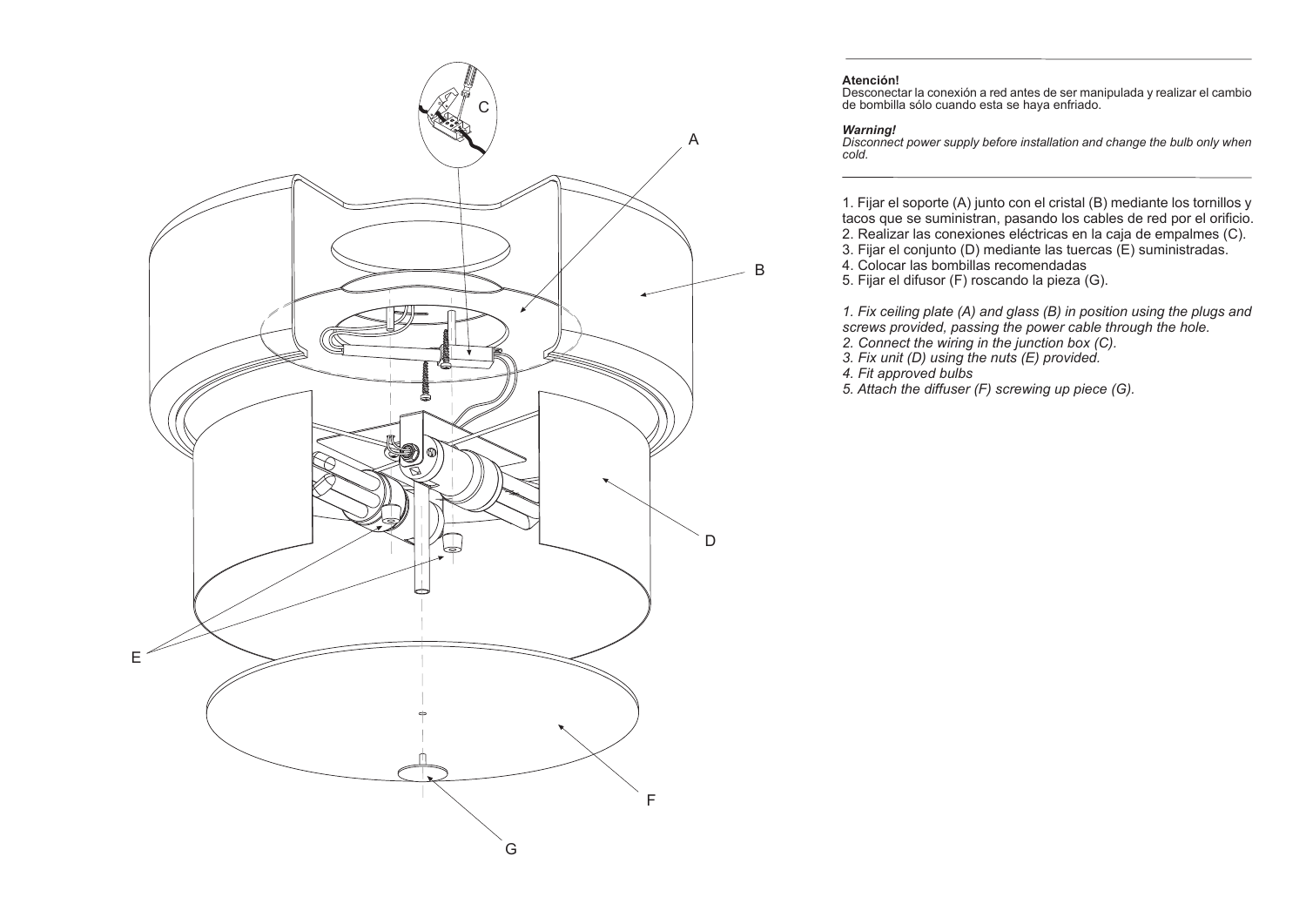**Atención!**
Desconectar la conexión a red antes de ser manipulada y realizar el cambio de bombilla sólo cuando esta se haya enfriado.

***Warning!***
*Disconnect power supply before installation and change the bulb only when cold.*

1. Fijar el soporte (A) junto con el cristal (B) mediante los tornillos y tacos que se suministran, pasando los cables de red por el orificio.
2. Realizar las conexiones eléctricas en la caja de empalmes (C).
3. Fijar el conjunto (D) mediante las tuercas (E) suministradas.
4. Colocar las bombillas recomendadas
5. Fijar el difusor (F) roscando la pieza (G).

*1. Fix ceiling plate (A) and glass (B) in position using the plugs and screws provided, passing the power cable through the hole.*
*2. Connect the wiring in the junction box (C).*
*3. Fix unit (D) using the nuts (E) provided.*
*4. Fit approved bulbs*
*5. Attach the diffuser (F) screwing up piece (G).*

A
B
C
D
E
F
G